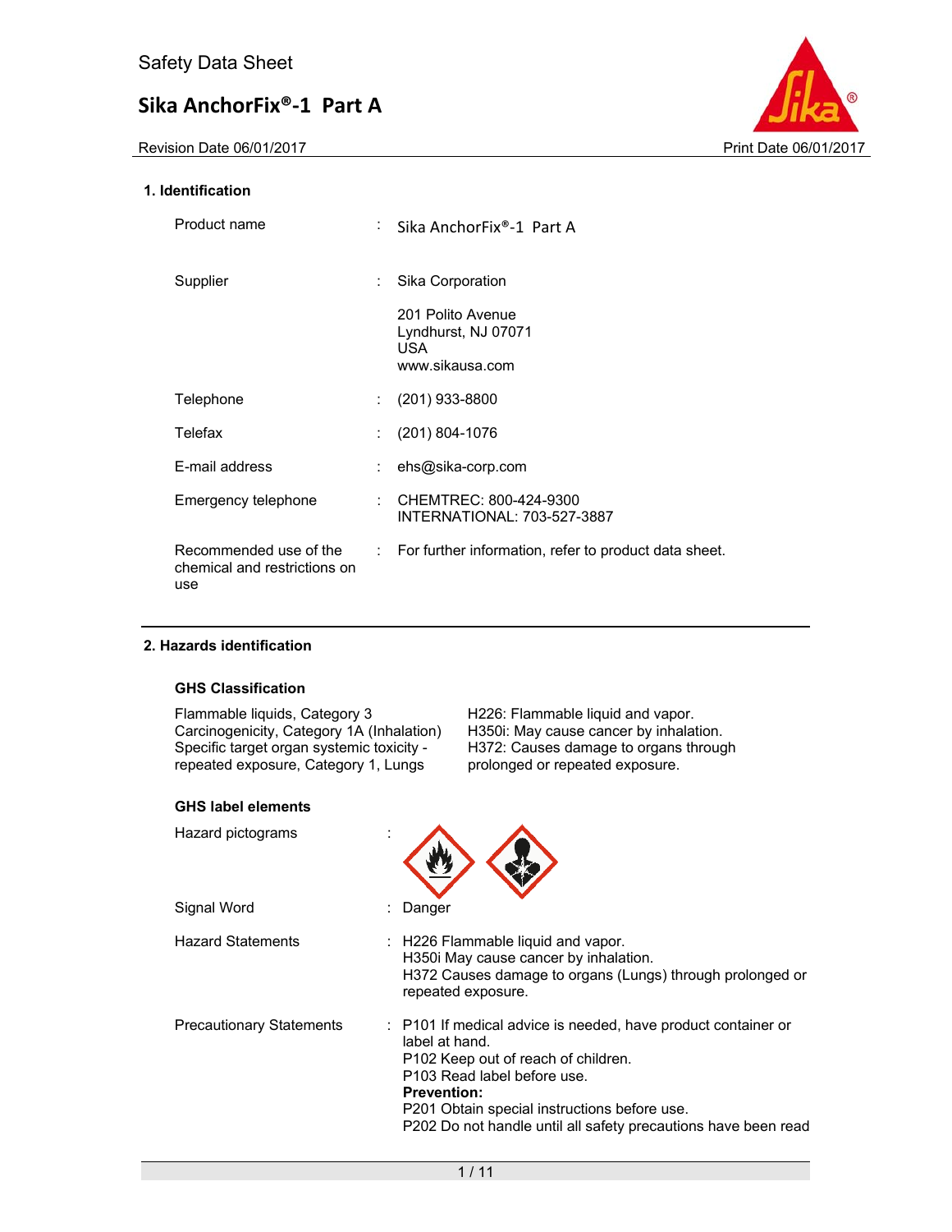Safety Data Sheet

# Sika AnchorFix®-1 Part A

Revision Date 06/01/2017 Print Date 06/01/2017

## 1. Identification

| | | |
|---|---|---|
| Product name | : | Sika AnchorFix®-1 Part A |
| Supplier | : | Sika Corporation<br><br>201 Polito Avenue<br>Lyndhurst, NJ 07071<br>USA<br>www.sikausa.com |
| Telephone | : | (201) 933-8800 |
| Telefax | : | (201) 804-1076 |
| E-mail address | : | ehs@sika-corp.com |
| Emergency telephone | : | CHEMTREC: 800-424-9300<br>INTERNATIONAL: 703-527-3887 |
| Recommended use of the chemical and restrictions on use | : | For further information, refer to product data sheet. |

## 2. Hazards identification

### GHS Classification

| | |
|---|---|
| Flammable liquids, Category 3 | H226: Flammable liquid and vapor. |
| Carcinogenicity, Category 1A (Inhalation) | H350i: May cause cancer by inhalation. |
| Specific target organ systemic toxicity - repeated exposure, Category 1, Lungs | H372: Causes damage to organs through prolonged or repeated exposure. |

### GHS label elements

Hazard pictograms :

Signal Word : Danger

Hazard Statements :
H226 Flammable liquid and vapor.
H350i May cause cancer by inhalation.
H372 Causes damage to organs (Lungs) through prolonged or repeated exposure.

Precautionary Statements :
P101 If medical advice is needed, have product container or label at hand.
P102 Keep out of reach of children.
P103 Read label before use.
**Prevention:**
P201 Obtain special instructions before use.
P202 Do not handle until all safety precautions have been read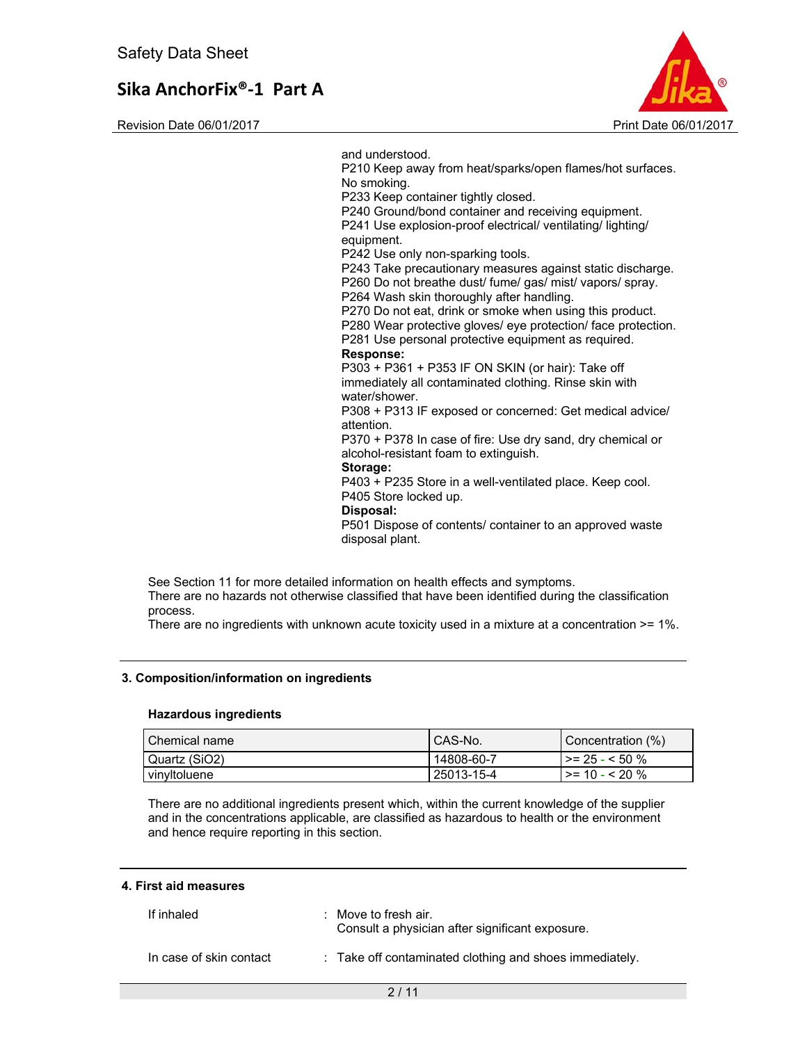and understood.
P210 Keep away from heat/sparks/open flames/hot surfaces. No smoking.
P233 Keep container tightly closed.
P240 Ground/bond container and receiving equipment.
P241 Use explosion-proof electrical/ ventilating/ lighting/ equipment.
P242 Use only non-sparking tools.
P243 Take precautionary measures against static discharge.
P260 Do not breathe dust/ fume/ gas/ mist/ vapors/ spray.
P264 Wash skin thoroughly after handling.
P270 Do not eat, drink or smoke when using this product.
P280 Wear protective gloves/ eye protection/ face protection.
P281 Use personal protective equipment as required.

**Response:**

P303 + P361 + P353 IF ON SKIN (or hair): Take off immediately all contaminated clothing. Rinse skin with water/shower.
P308 + P313 IF exposed or concerned: Get medical advice/ attention.
P370 + P378 In case of fire: Use dry sand, dry chemical or alcohol-resistant foam to extinguish.

**Storage:**

P403 + P235 Store in a well-ventilated place. Keep cool.
P405 Store locked up.

**Disposal:**

P501 Dispose of contents/ container to an approved waste disposal plant.

See Section 11 for more detailed information on health effects and symptoms.
There are no hazards not otherwise classified that have been identified during the classification process.
There are no ingredients with unknown acute toxicity used in a mixture at a concentration >= 1%.

## 3. Composition/information on ingredients

### Hazardous ingredients

| Chemical name | CAS-No. | Concentration (%) |
|---|---|---|
| Quartz ($SiO_2$) | 14808-60-7 | >= 25 - < 50 % |
| vinyltoluene | 25013-15-4 | >= 10 - < 20 % |

There are no additional ingredients present which, within the current knowledge of the supplier and in the concentrations applicable, are classified as hazardous to health or the environment and hence require reporting in this section.

## 4. First aid measures

If inhaled : Move to fresh air.
Consult a physician after significant exposure.

In case of skin contact : Take off contaminated clothing and shoes immediately.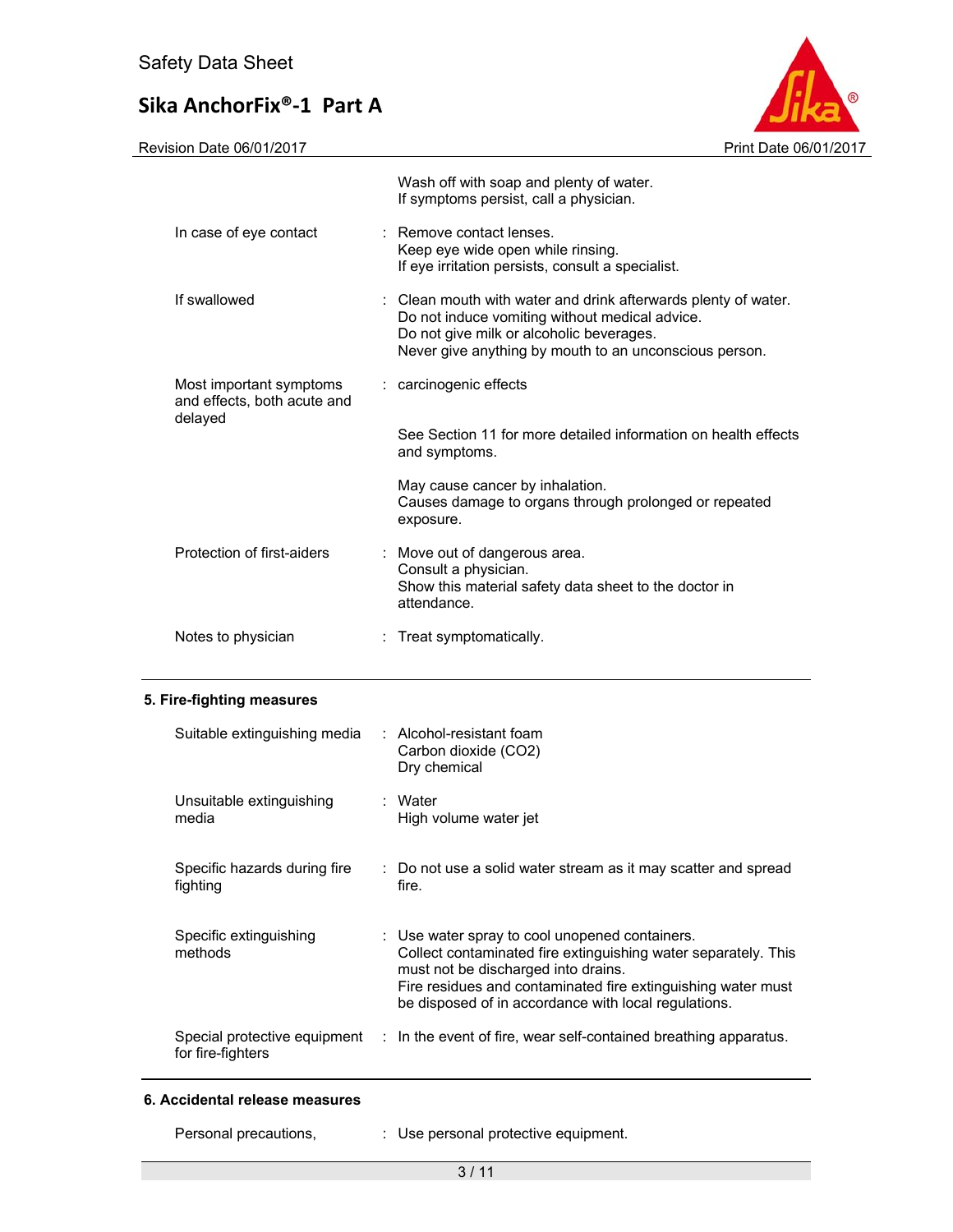| | |
|---|---|
| | Wash off with soap and plenty of water.<br>If symptoms persist, call a physician. |
| In case of eye contact | : Remove contact lenses.<br>Keep eye wide open while rinsing.<br>If eye irritation persists, consult a specialist. |
| If swallowed | : Clean mouth with water and drink afterwards plenty of water.<br>Do not induce vomiting without medical advice.<br>Do not give milk or alcoholic beverages.<br>Never give anything by mouth to an unconscious person. |
| Most important symptoms and effects, both acute and delayed | : carcinogenic effects<br><br>See Section 11 for more detailed information on health effects and symptoms.<br><br>May cause cancer by inhalation.<br>Causes damage to organs through prolonged or repeated exposure. |
| Protection of first-aiders | : Move out of dangerous area.<br>Consult a physician.<br>Show this material safety data sheet to the doctor in attendance. |
| Notes to physician | : Treat symptomatically. |

## 5. Fire-fighting measures

| | |
|---|---|
| Suitable extinguishing media | : Alcohol-resistant foam<br>Carbon dioxide ($CO_2$)<br>Dry chemical |
| Unsuitable extinguishing media | : Water<br>High volume water jet |
| Specific hazards during fire fighting | : Do not use a solid water stream as it may scatter and spread fire. |
| Specific extinguishing methods | : Use water spray to cool unopened containers.<br>Collect contaminated fire extinguishing water separately. This must not be discharged into drains.<br>Fire residues and contaminated fire extinguishing water must be disposed of in accordance with local regulations. |
| Special protective equipment for fire-fighters | : In the event of fire, wear self-contained breathing apparatus. |

## 6. Accidental release measures

| | |
|---|---|
| Personal precautions, | : Use personal protective equipment. |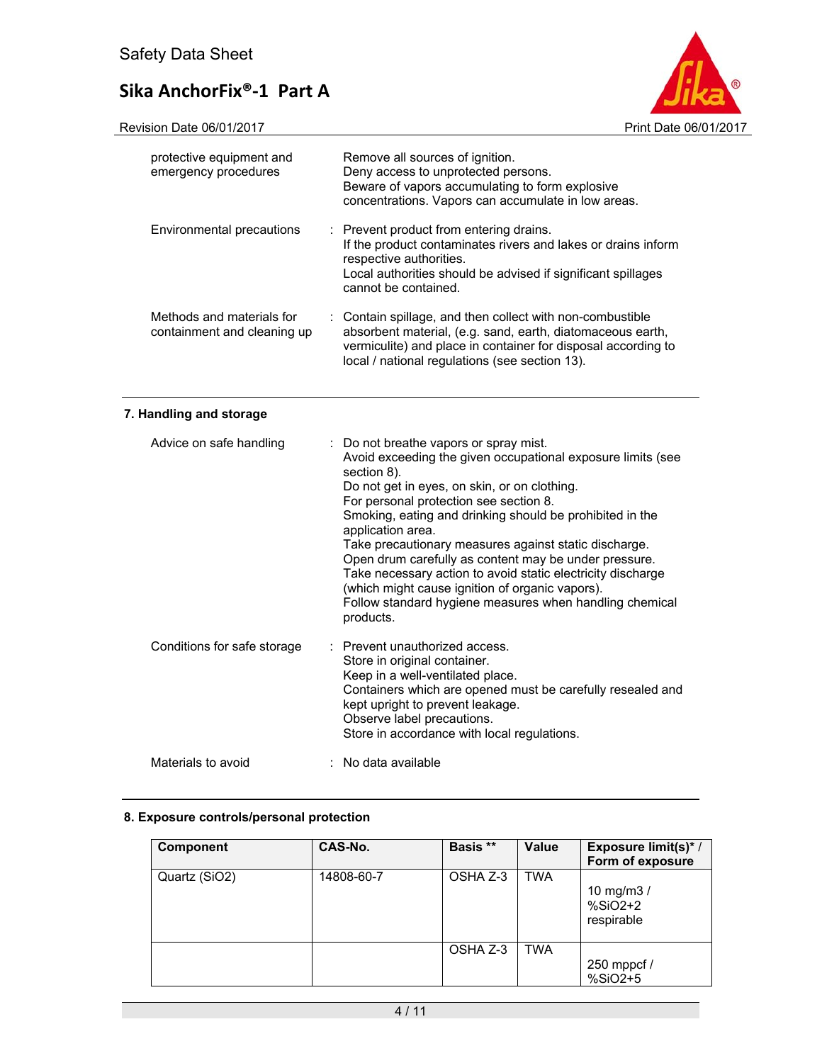| | |
|---|---|
| protective equipment and emergency procedures | Remove all sources of ignition.<br>Deny access to unprotected persons.<br>Beware of vapors accumulating to form explosive concentrations. Vapors can accumulate in low areas. |
| Environmental precautions | : Prevent product from entering drains.<br>If the product contaminates rivers and lakes or drains inform respective authorities.<br>Local authorities should be advised if significant spillages cannot be contained. |
| Methods and materials for containment and cleaning up | : Contain spillage, and then collect with non-combustible absorbent material, (e.g. sand, earth, diatomaceous earth, vermiculite) and place in container for disposal according to local / national regulations (see section 13). |

## 7. Handling and storage

| | |
|---|---|
| Advice on safe handling | : Do not breathe vapors or spray mist.<br>Avoid exceeding the given occupational exposure limits (see section 8).<br>Do not get in eyes, on skin, or on clothing.<br>For personal protection see section 8.<br>Smoking, eating and drinking should be prohibited in the application area.<br>Take precautionary measures against static discharge.<br>Open drum carefully as content may be under pressure.<br>Take necessary action to avoid static electricity discharge (which might cause ignition of organic vapors).<br>Follow standard hygiene measures when handling chemical products. |
| Conditions for safe storage | : Prevent unauthorized access.<br>Store in original container.<br>Keep in a well-ventilated place.<br>Containers which are opened must be carefully resealed and kept upright to prevent leakage.<br>Observe label precautions.<br>Store in accordance with local regulations. |
| Materials to avoid | : No data available |

## 8. Exposure controls/personal protection

| Component | CAS-No. | Basis ** | Value | Exposure limit(s)* / Form of exposure |
|---|---|---|---|---|
| Quartz ($SiO_2$) | 14808-60-7 | OSHA Z-3 | TWA | 10 mg/m3 / %SiO2+2 respirable |
| | | OSHA Z-3 | TWA | 250 mppcf / %SiO2+5 |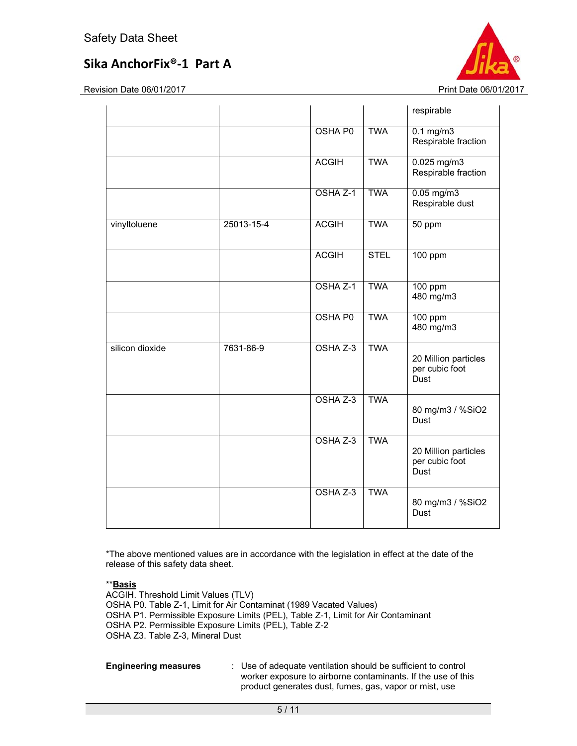| | | | | respirable |
|---|---|---|---|---|
| | | OSHA P0 | TWA | 0.1 mg/m3 Respirable fraction |
| | | ACGIH | TWA | 0.025 mg/m3 Respirable fraction |
| | | OSHA Z-1 | TWA | 0.05 mg/m3 Respirable dust |
| vinyltoluene | 25013-15-4 | ACGIH | TWA | 50 ppm |
| | | ACGIH | STEL | 100 ppm |
| | | OSHA Z-1 | TWA | 100 ppm 480 mg/m3 |
| | | OSHA P0 | TWA | 100 ppm 480 mg/m3 |
| silicon dioxide | 7631-86-9 | OSHA Z-3 | TWA | 20 Million particles per cubic foot Dust |
| | | OSHA Z-3 | TWA | 80 mg/m3 / %SiO2 Dust |
| | | OSHA Z-3 | TWA | 20 Million particles per cubic foot Dust |
| | | OSHA Z-3 | TWA | 80 mg/m3 / %SiO2 Dust |

*The above mentioned values are in accordance with the legislation in effect at the date of the release of this safety data sheet.

**<u>**Basis**</u>
ACGIH. Threshold Limit Values (TLV)
OSHA P0. Table Z-1, Limit for Air Contaminat (1989 Vacated Values)
OSHA P1. Permissible Exposure Limits (PEL), Table Z-1, Limit for Air Contaminant
OSHA P2. Permissible Exposure Limits (PEL), Table Z-2
OSHA Z3. Table Z-3, Mineral Dust

**Engineering measures** : Use of adequate ventilation should be sufficient to control worker exposure to airborne contaminants. If the use of this product generates dust, fumes, gas, vapor or mist, use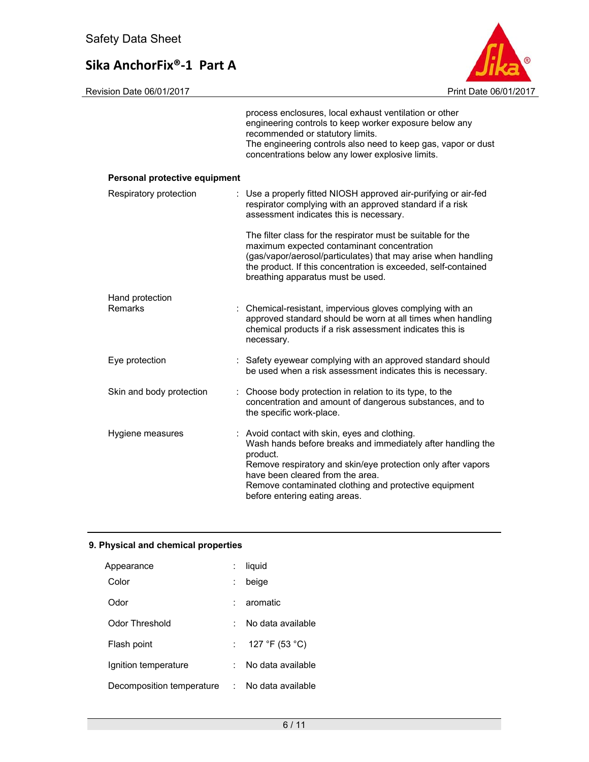process enclosures, local exhaust ventilation or other engineering controls to keep worker exposure below any recommended or statutory limits.
The engineering controls also need to keep gas, vapor or dust concentrations below any lower explosive limits.

**Personal protective equipment**

| | |
|---|---|
| Respiratory protection | : Use a properly fitted NIOSH approved air-purifying or air-fed respirator complying with an approved standard if a risk assessment indicates this is necessary.<br><br>The filter class for the respirator must be suitable for the maximum expected contaminant concentration (gas/vapor/aerosol/particulates) that may arise when handling the product. If this concentration is exceeded, self-contained breathing apparatus must be used. |
| Hand protection<br>Remarks | : Chemical-resistant, impervious gloves complying with an approved standard should be worn at all times when handling chemical products if a risk assessment indicates this is necessary. |
| Eye protection | : Safety eyewear complying with an approved standard should be used when a risk assessment indicates this is necessary. |
| Skin and body protection | : Choose body protection in relation to its type, to the concentration and amount of dangerous substances, and to the specific work-place. |
| Hygiene measures | : Avoid contact with skin, eyes and clothing.<br>Wash hands before breaks and immediately after handling the product.<br>Remove respiratory and skin/eye protection only after vapors have been cleared from the area.<br>Remove contaminated clothing and protective equipment before entering eating areas. |

## 9. Physical and chemical properties

| | |
|---|---|
| Appearance | : liquid |
| Color | : beige |
| Odor | : aromatic |
| Odor Threshold | : No data available |
| Flash point | : 127 °F (53 °C) |
| Ignition temperature | : No data available |
| Decomposition temperature | : No data available |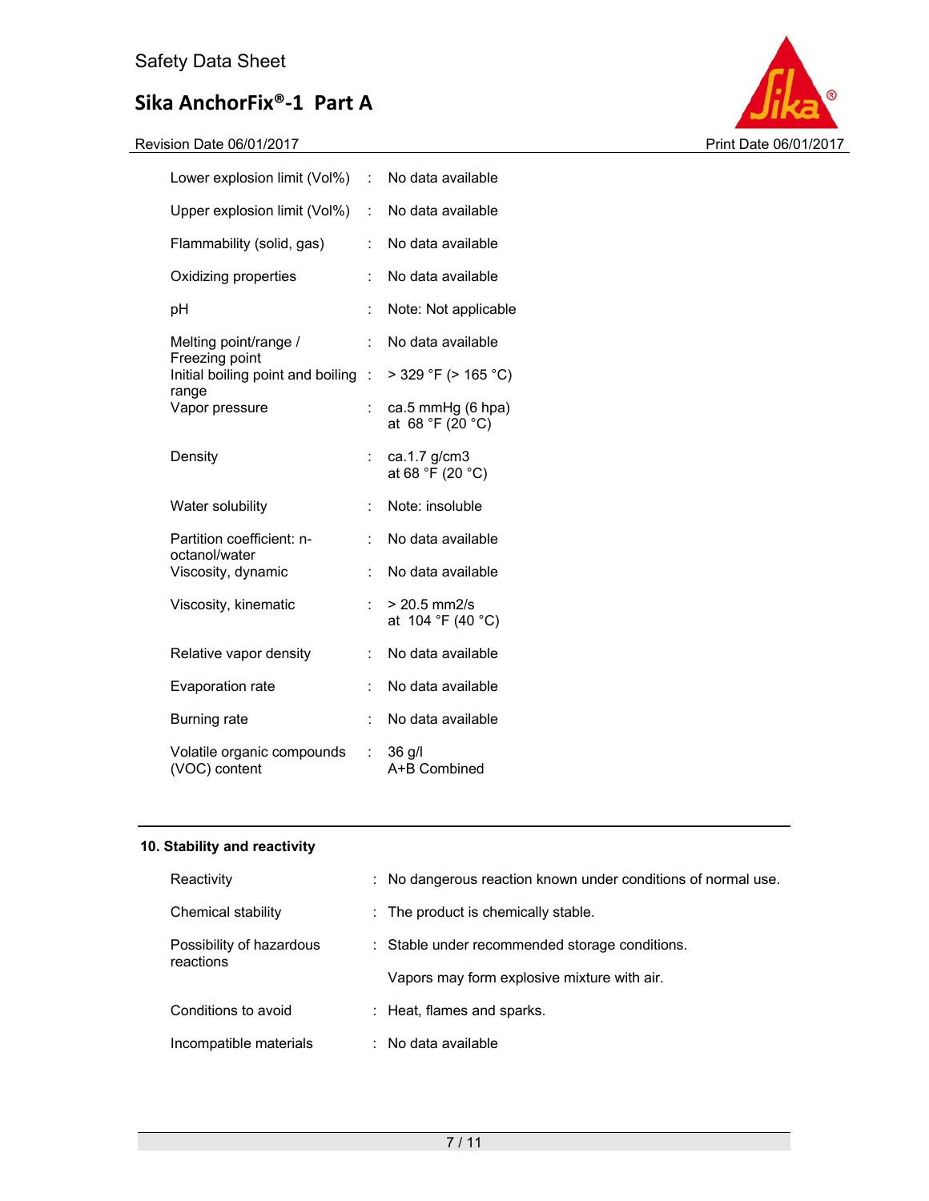| | | |
|---|---|---|
| Lower explosion limit (Vol%) | : | No data available |
| Upper explosion limit (Vol%) | : | No data available |
| Flammability (solid, gas) | : | No data available |
| Oxidizing properties | : | No data available |
| pH | : | Note: Not applicable |
| Melting point/range / Freezing point | : | No data available |
| Initial boiling point and boiling range | : | > 329 °F (> 165 °C) |
| Vapor pressure | : | ca.5 mmHg (6 hpa) at 68 °F (20 °C) |
| Density | : | ca.1.7 g/cm3 at 68 °F (20 °C) |
| Water solubility | : | Note: insoluble |
| Partition coefficient: n-octanol/water | : | No data available |
| Viscosity, dynamic | : | No data available |
| Viscosity, kinematic | : | > 20.5 mm2/s at 104 °F (40 °C) |
| Relative vapor density | : | No data available |
| Evaporation rate | : | No data available |
| Burning rate | : | No data available |
| Volatile organic compounds (VOC) content | : | 36 g/l A+B Combined |

## 10. Stability and reactivity

| | | |
|---|---|---|
| Reactivity | : | No dangerous reaction known under conditions of normal use. |
| Chemical stability | : | The product is chemically stable. |
| Possibility of hazardous reactions | : | Stable under recommended storage conditions. Vapors may form explosive mixture with air. |
| Conditions to avoid | : | Heat, flames and sparks. |
| Incompatible materials | : | No data available |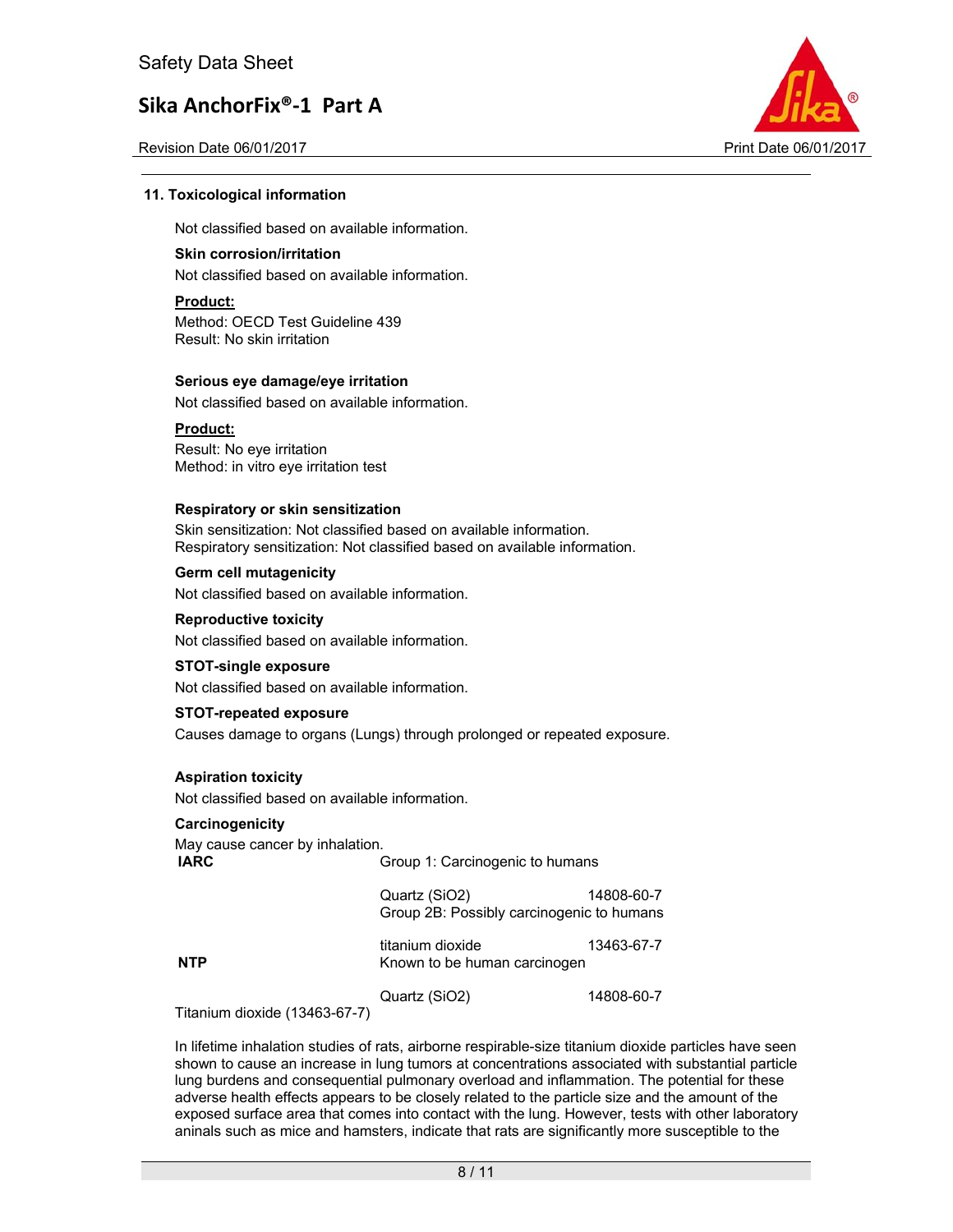## 11. Toxicological information

Not classified based on available information.

**Skin corrosion/irritation**

Not classified based on available information.

**Product:**

Method: OECD Test Guideline 439
Result: No skin irritation

**Serious eye damage/eye irritation**

Not classified based on available information.

**Product:**

Result: No eye irritation
Method: in vitro eye irritation test

**Respiratory or skin sensitization**

Skin sensitization: Not classified based on available information.
Respiratory sensitization: Not classified based on available information.

**Germ cell mutagenicity**

Not classified based on available information.

**Reproductive toxicity**

Not classified based on available information.

**STOT-single exposure**

Not classified based on available information.

**STOT-repeated exposure**

Causes damage to organs (Lungs) through prolonged or repeated exposure.

**Aspiration toxicity**

Not classified based on available information.

**Carcinogenicity**

May cause cancer by inhalation.

| | | |
|---|---|---|
| **IARC** | Group 1: Carcinogenic to humans | |
| | Quartz (SiO2) | 14808-60-7 |
| | Group 2B: Possibly carcinogenic to humans | |
| | titanium dioxide | 13463-67-7 |
| **NTP** | Known to be human carcinogen | |
| | Quartz (SiO2) | 14808-60-7 |

Titanium dioxide (13463-67-7)

In lifetime inhalation studies of rats, airborne respirable-size titanium dioxide particles have seen shown to cause an increase in lung tumors at concentrations associated with substantial particle lung burdens and consequential pulmonary overload and inflammation. The potential for these adverse health effects appears to be closely related to the particle size and the amount of the exposed surface area that comes into contact with the lung. However, tests with other laboratory aninals such as mice and hamsters, indicate that rats are significantly more susceptible to the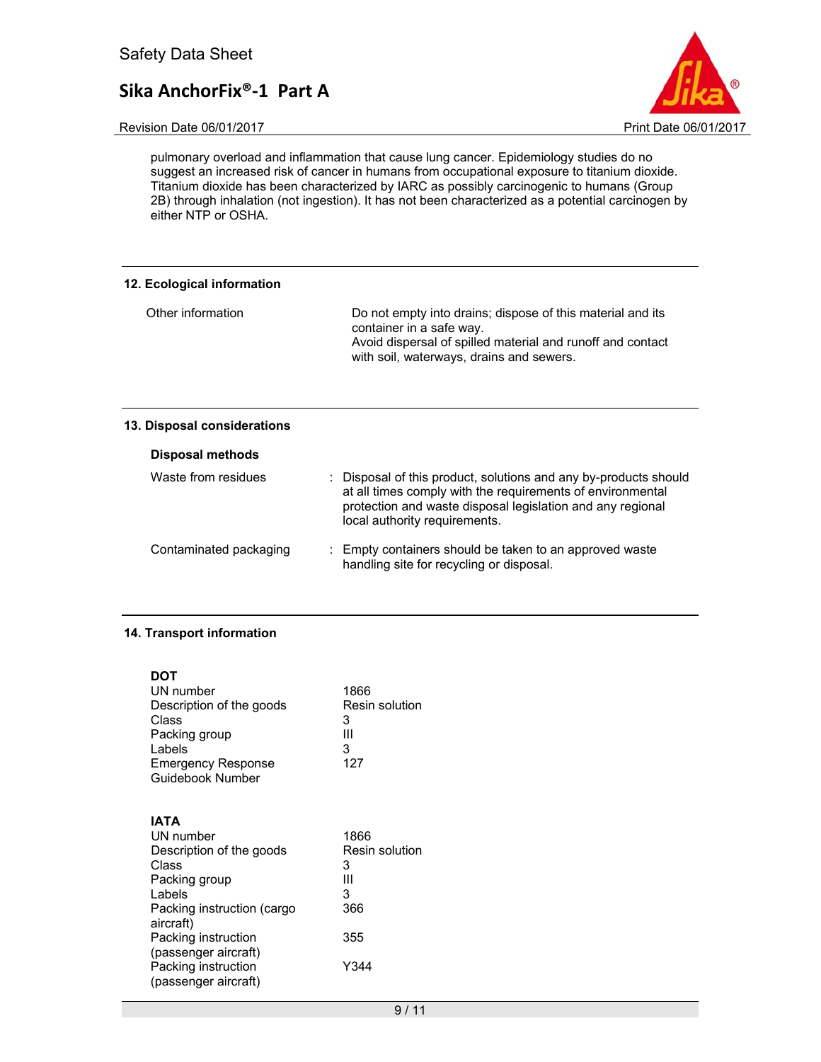pulmonary overload and inflammation that cause lung cancer. Epidemiology studies do no suggest an increased risk of cancer in humans from occupational exposure to titanium dioxide. Titanium dioxide has been characterized by IARC as possibly carcinogenic to humans (Group 2B) through inhalation (not ingestion). It has not been characterized as a potential carcinogen by either NTP or OSHA.

## 12. Ecological information

| | |
|---|---|
| Other information | Do not empty into drains; dispose of this material and its container in a safe way. Avoid dispersal of spilled material and runoff and contact with soil, waterways, drains and sewers. |

## 13. Disposal considerations

**Disposal methods**

| | |
|---|---|
| Waste from residues | : Disposal of this product, solutions and any by-products should at all times comply with the requirements of environmental protection and waste disposal legislation and any regional local authority requirements. |
| Contaminated packaging | : Empty containers should be taken to an approved waste handling site for recycling or disposal. |

## 14. Transport information

**DOT**

| | |
|---|---|
| UN number | 1866 |
| Description of the goods | Resin solution |
| Class | 3 |
| Packing group | III |
| Labels | 3 |
| Emergency Response Guidebook Number | 127 |

**IATA**

| | |
|---|---|
| UN number | 1866 |
| Description of the goods | Resin solution |
| Class | 3 |
| Packing group | III |
| Labels | 3 |
| Packing instruction (cargo aircraft) | 366 |
| Packing instruction (passenger aircraft) | 355 |
| Packing instruction (passenger aircraft) | Y344 |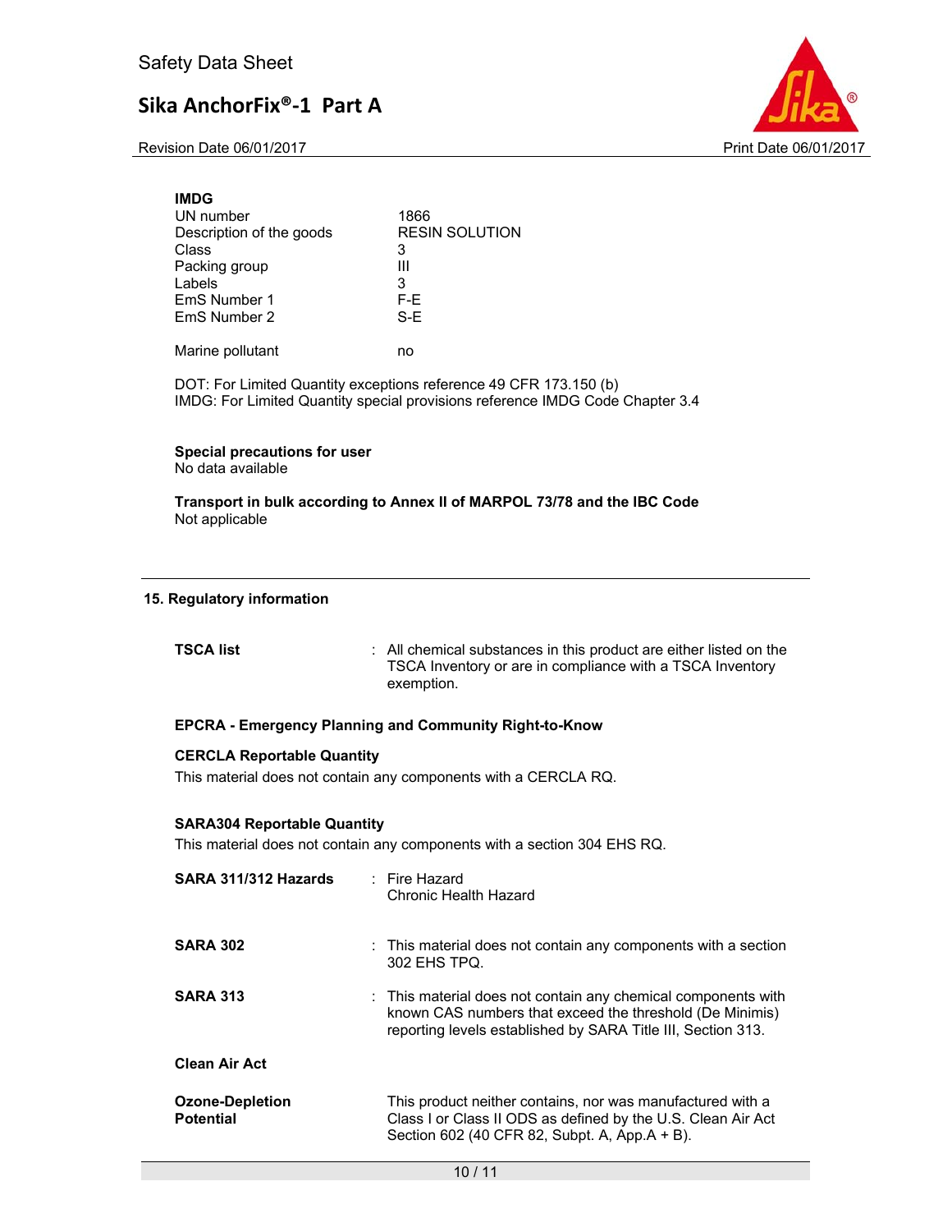**IMDG**

| | |
|---|---|
| UN number | 1866 |
| Description of the goods | RESIN SOLUTION |
| Class | 3 |
| Packing group | III |
| Labels | 3 |
| EmS Number 1 | F-E |
| EmS Number 2 | S-E |
| Marine pollutant | no |

DOT: For Limited Quantity exceptions reference 49 CFR 173.150 (b)
IMDG: For Limited Quantity special provisions reference IMDG Code Chapter 3.4

**Special precautions for user**
No data available

**Transport in bulk according to Annex II of MARPOL 73/78 and the IBC Code**
Not applicable

## 15. Regulatory information

**TSCA list** : All chemical substances in this product are either listed on the TSCA Inventory or are in compliance with a TSCA Inventory exemption.

**EPCRA - Emergency Planning and Community Right-to-Know**

**CERCLA Reportable Quantity**
This material does not contain any components with a CERCLA RQ.

**SARA304 Reportable Quantity**
This material does not contain any components with a section 304 EHS RQ.

**SARA 311/312 Hazards** : Fire Hazard
Chronic Health Hazard

**SARA 302** : This material does not contain any components with a section 302 EHS TPQ.

**SARA 313** : This material does not contain any chemical components with known CAS numbers that exceed the threshold (De Minimis) reporting levels established by SARA Title III, Section 313.

**Clean Air Act**

**Ozone-Depletion Potential** This product neither contains, nor was manufactured with a Class I or Class II ODS as defined by the U.S. Clean Air Act Section 602 (40 CFR 82, Subpt. A, App.A + B).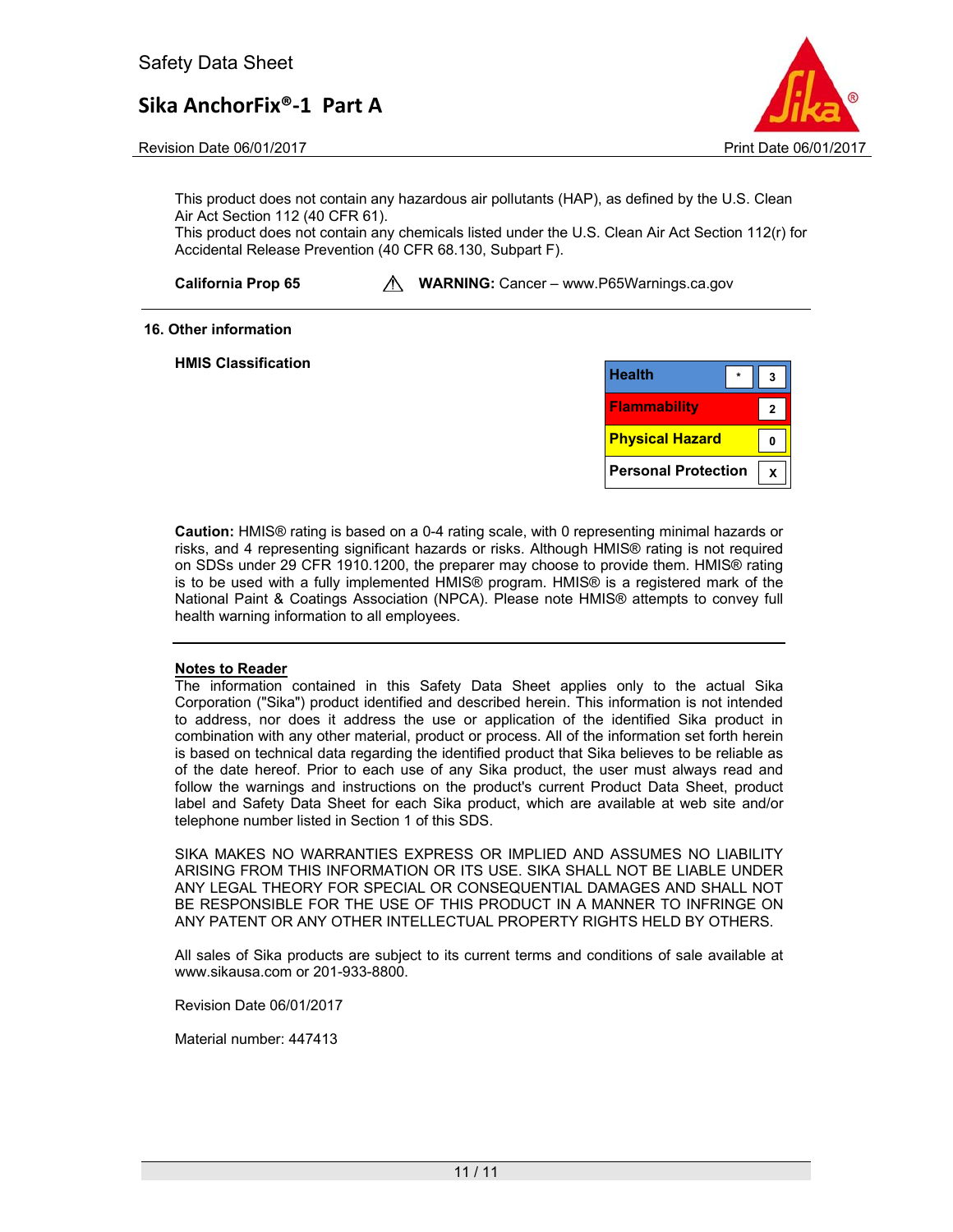This product does not contain any hazardous air pollutants (HAP), as defined by the U.S. Clean Air Act Section 112 (40 CFR 61).
This product does not contain any chemicals listed under the U.S. Clean Air Act Section 112(r) for Accidental Release Prevention (40 CFR 68.130, Subpart F).

**California Prop 65** ⚠ **WARNING:** Cancer – www.P65Warnings.ca.gov

## 16. Other information

**HMIS Classification**

| | | |
|---|---|---|
| Health | * | 3 |
| Flammability | | 2 |
| Physical Hazard | | 0 |
| Personal Protection | | X |

**Caution:** HMIS® rating is based on a 0-4 rating scale, with 0 representing minimal hazards or risks, and 4 representing significant hazards or risks. Although HMIS® rating is not required on SDSs under 29 CFR 1910.1200, the preparer may choose to provide them. HMIS® rating is to be used with a fully implemented HMIS® program. HMIS® is a registered mark of the National Paint & Coatings Association (NPCA). Please note HMIS® attempts to convey full health warning information to all employees.

**Notes to Reader**

The information contained in this Safety Data Sheet applies only to the actual Sika Corporation ("Sika") product identified and described herein. This information is not intended to address, nor does it address the use or application of the identified Sika product in combination with any other material, product or process. All of the information set forth herein is based on technical data regarding the identified product that Sika believes to be reliable as of the date hereof. Prior to each use of any Sika product, the user must always read and follow the warnings and instructions on the product's current Product Data Sheet, product label and Safety Data Sheet for each Sika product, which are available at web site and/or telephone number listed in Section 1 of this SDS.

SIKA MAKES NO WARRANTIES EXPRESS OR IMPLIED AND ASSUMES NO LIABILITY ARISING FROM THIS INFORMATION OR ITS USE. SIKA SHALL NOT BE LIABLE UNDER ANY LEGAL THEORY FOR SPECIAL OR CONSEQUENTIAL DAMAGES AND SHALL NOT BE RESPONSIBLE FOR THE USE OF THIS PRODUCT IN A MANNER TO INFRINGE ON ANY PATENT OR ANY OTHER INTELLECTUAL PROPERTY RIGHTS HELD BY OTHERS.

All sales of Sika products are subject to its current terms and conditions of sale available at www.sikausa.com or 201-933-8800.

Revision Date 06/01/2017

Material number: 447413